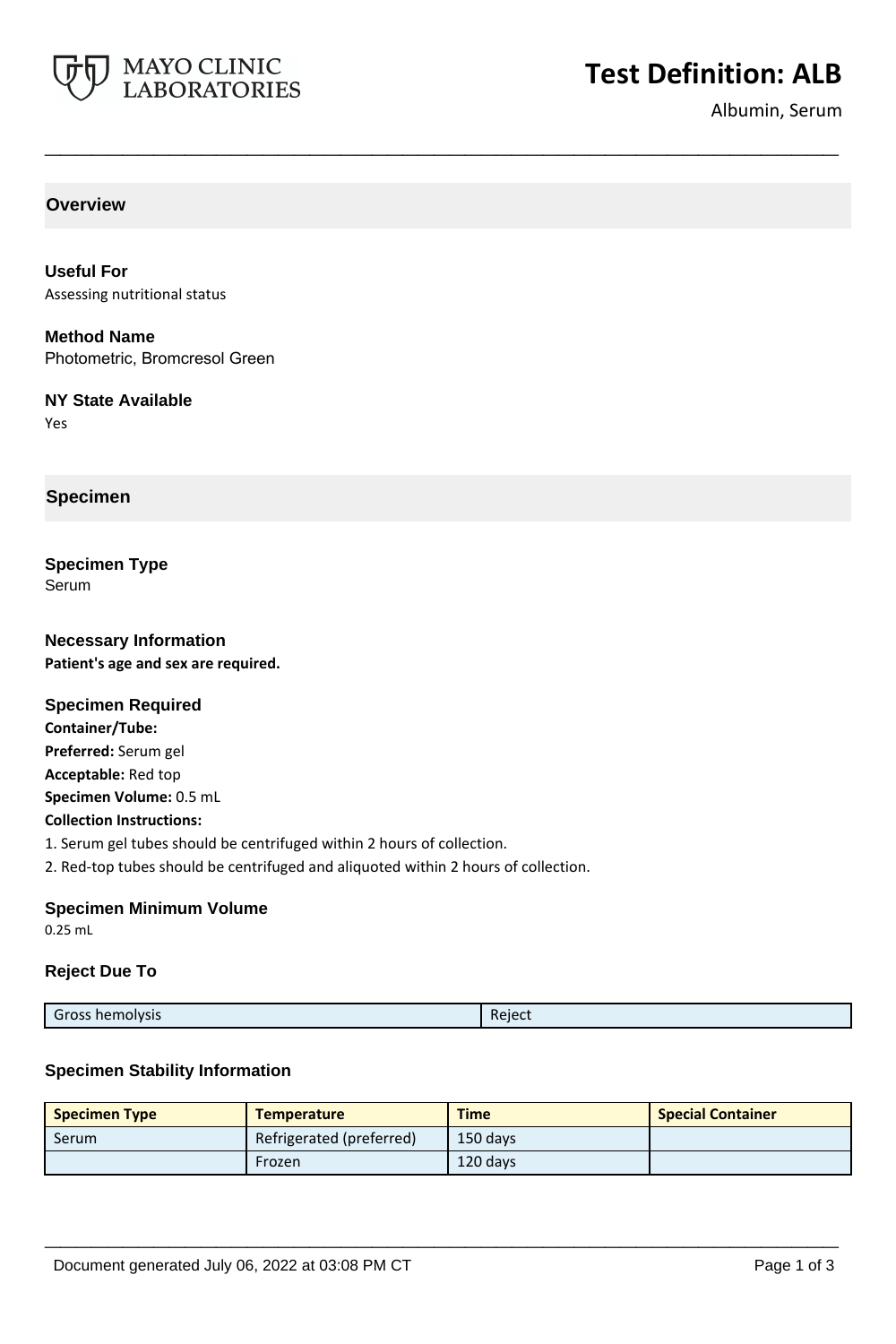# Test Definition: ALB

Albumin, Serum

## Overview

### Useful For

Assessing nutritional status

### Method Name

Photometric, Bromcresol Green

### NY State Available

Yes

## Specimen

### Specimen Type

Serum

### Necessary Information

**Patient's age and sex are required.**

### Specimen Required

**Container/Tube:**

**Preferred:** Serum gel

**Acceptable:** Red top

**Specimen Volume:** 0.5 mL

**Collection Instructions:**

1. Serum gel tubes should be centrifuged within 2 hours of collection.
2. Red-top tubes should be centrifuged and aliquoted within 2 hours of collection.

### Specimen Minimum Volume

0.25 mL

### Reject Due To

| | |
|---|---|
| Gross hemolysis | Reject |

### Specimen Stability Information

| Specimen Type | Temperature | Time | Special Container |
|---|---|---|---|
| Serum | Refrigerated (preferred) | 150 days | |
| | Frozen | 120 days | |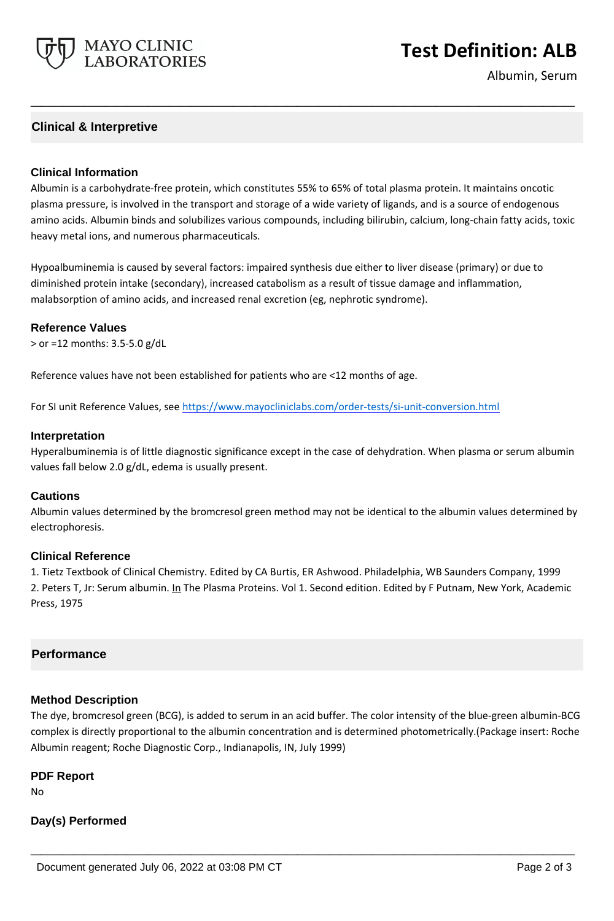## Clinical & Interpretive

### Clinical Information

Albumin is a carbohydrate-free protein, which constitutes 55% to 65% of total plasma protein. It maintains oncotic plasma pressure, is involved in the transport and storage of a wide variety of ligands, and is a source of endogenous amino acids. Albumin binds and solubilizes various compounds, including bilirubin, calcium, long-chain fatty acids, toxic heavy metal ions, and numerous pharmaceuticals.

Hypoalbuminemia is caused by several factors: impaired synthesis due either to liver disease (primary) or due to diminished protein intake (secondary), increased catabolism as a result of tissue damage and inflammation, malabsorption of amino acids, and increased renal excretion (eg, nephrotic syndrome).

### Reference Values

> or =12 months: 3.5-5.0 g/dL

Reference values have not been established for patients who are <12 months of age.

For SI unit Reference Values, see https://www.mayocliniclabs.com/order-tests/si-unit-conversion.html

### Interpretation

Hyperalbuminemia is of little diagnostic significance except in the case of dehydration. When plasma or serum albumin values fall below 2.0 g/dL, edema is usually present.

### Cautions

Albumin values determined by the bromcresol green method may not be identical to the albumin values determined by electrophoresis.

### Clinical Reference

1. Tietz Textbook of Clinical Chemistry. Edited by CA Burtis, ER Ashwood. Philadelphia, WB Saunders Company, 1999
2. Peters T, Jr: Serum albumin. In The Plasma Proteins. Vol 1. Second edition. Edited by F Putnam, New York, Academic Press, 1975

## Performance

### Method Description

The dye, bromcresol green (BCG), is added to serum in an acid buffer. The color intensity of the blue-green albumin-BCG complex is directly proportional to the albumin concentration and is determined photometrically.(Package insert: Roche Albumin reagent; Roche Diagnostic Corp., Indianapolis, IN, July 1999)

### PDF Report

No

### Day(s) Performed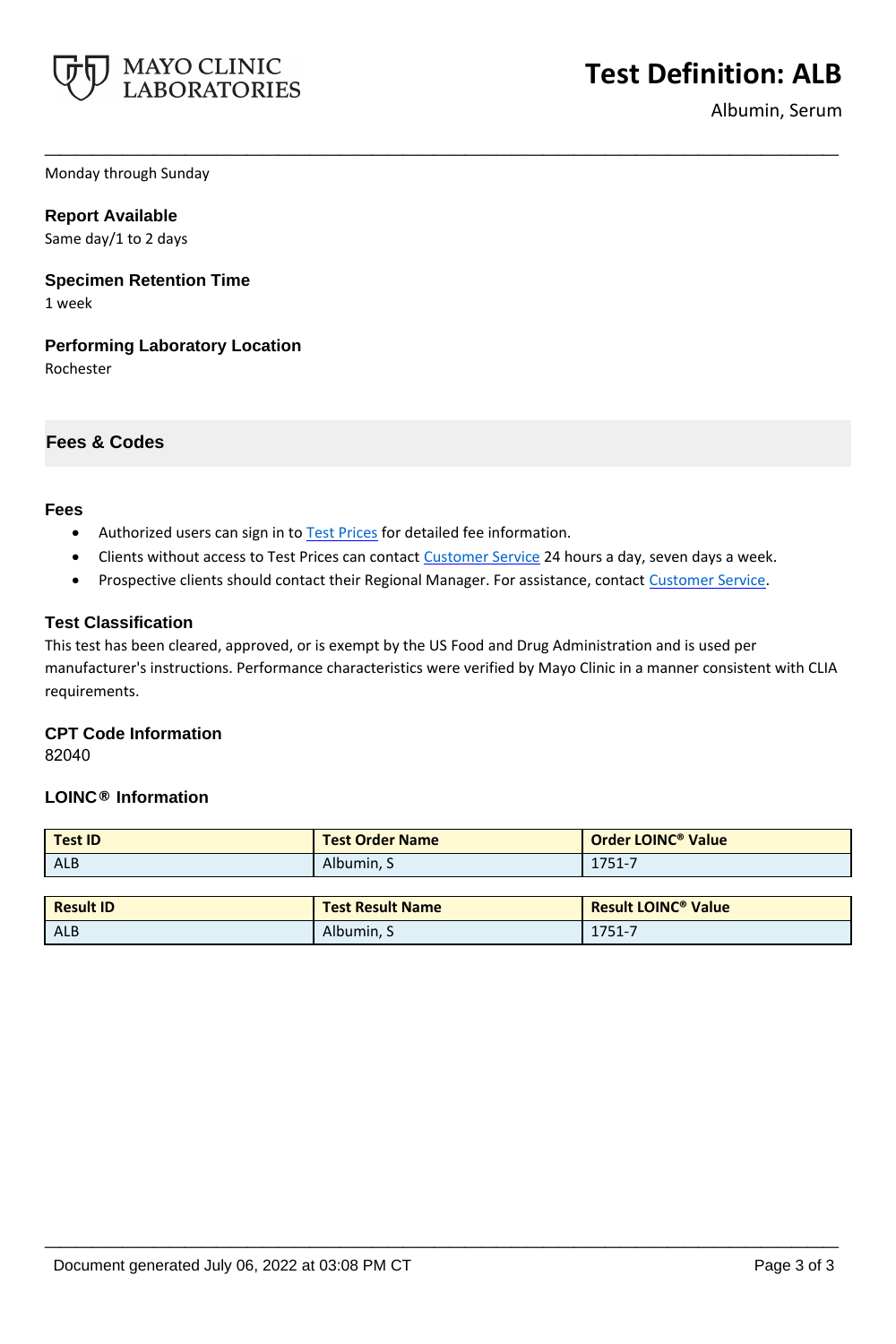Monday through Sunday

**Report Available**
Same day/1 to 2 days

**Specimen Retention Time**
1 week

**Performing Laboratory Location**
Rochester

## Fees & Codes

### Fees

- Authorized users can sign in to Test Prices for detailed fee information.
- Clients without access to Test Prices can contact Customer Service 24 hours a day, seven days a week.
- Prospective clients should contact their Regional Manager. For assistance, contact Customer Service.

### Test Classification

This test has been cleared, approved, or is exempt by the US Food and Drug Administration and is used per manufacturer's instructions. Performance characteristics were verified by Mayo Clinic in a manner consistent with CLIA requirements.

### CPT Code Information

82040

### LOINC® Information

| Test ID | Test Order Name | Order LOINC® Value |
|---|---|---|
| ALB | Albumin, S | 1751-7 |

| Result ID | Test Result Name | Result LOINC® Value |
|---|---|---|
| ALB | Albumin, S | 1751-7 |